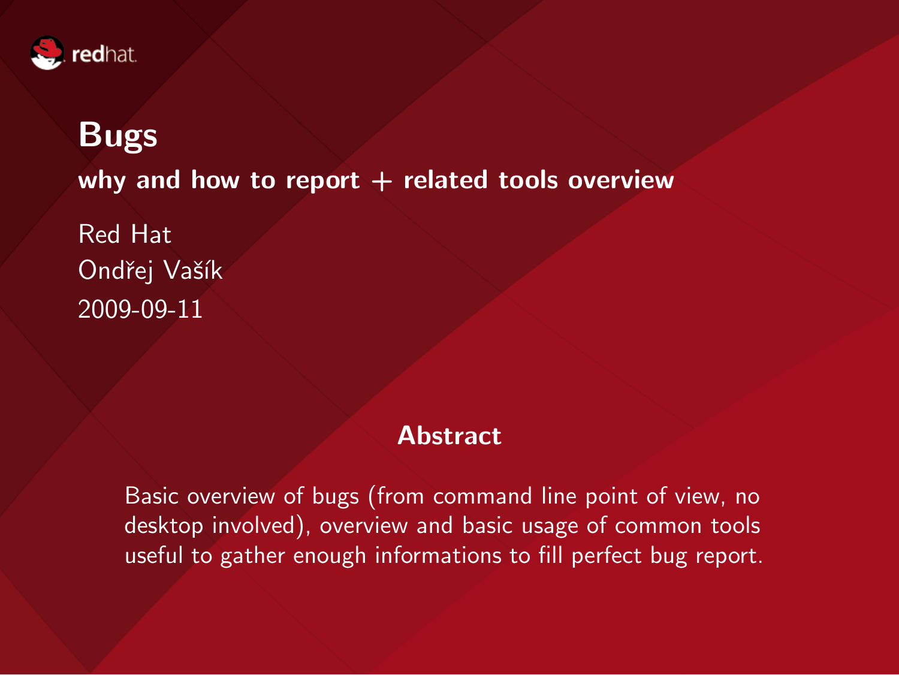# Bugs

## why and how to report + related tools overview

Red Hat
Ondřej Vašík
2009-09-11

### Abstract

Basic overview of bugs (from command line point of view, no desktop involved), overview and basic usage of common tools useful to gather enough informations to fill perfect bug report.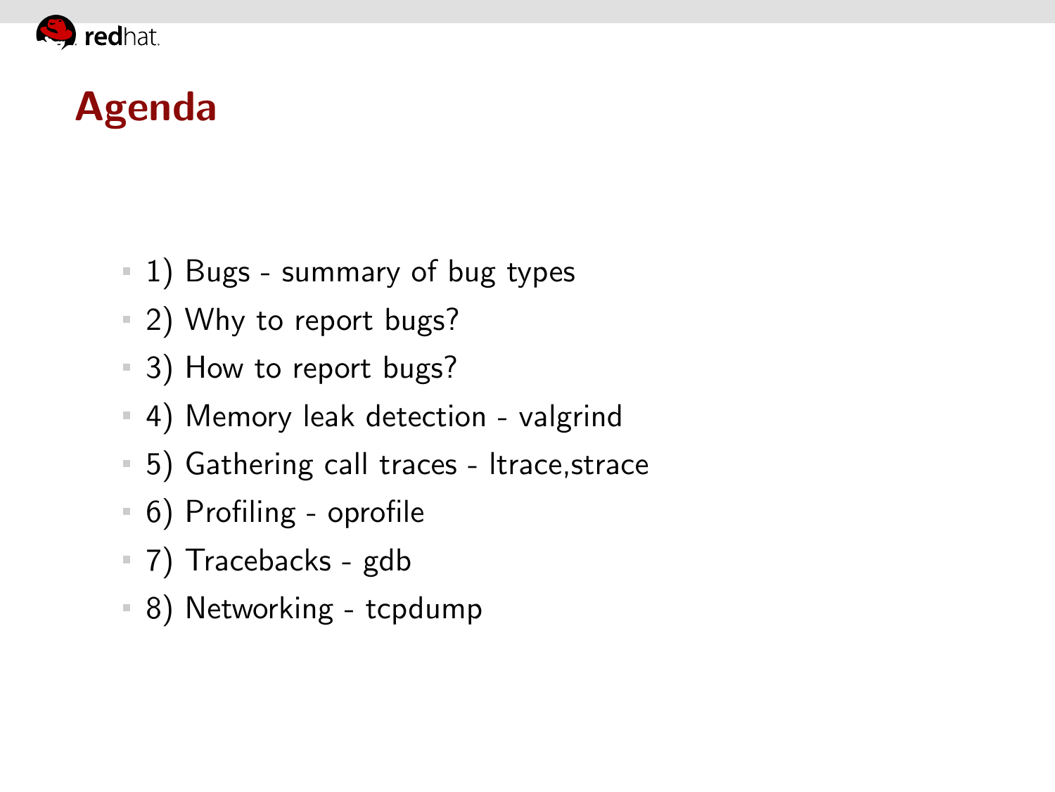# Agenda

- 1) Bugs - summary of bug types
- 2) Why to report bugs?
- 3) How to report bugs?
- 4) Memory leak detection - valgrind
- 5) Gathering call traces - ltrace,strace
- 6) Profiling - oprofile
- 7) Tracebacks - gdb
- 8) Networking - tcpdump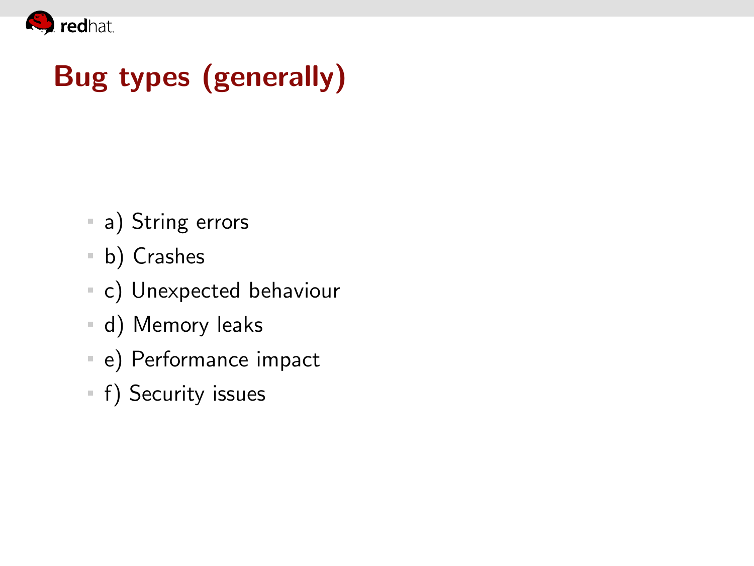# Bug types (generally)

- a) String errors
- b) Crashes
- c) Unexpected behaviour
- d) Memory leaks
- e) Performance impact
- f) Security issues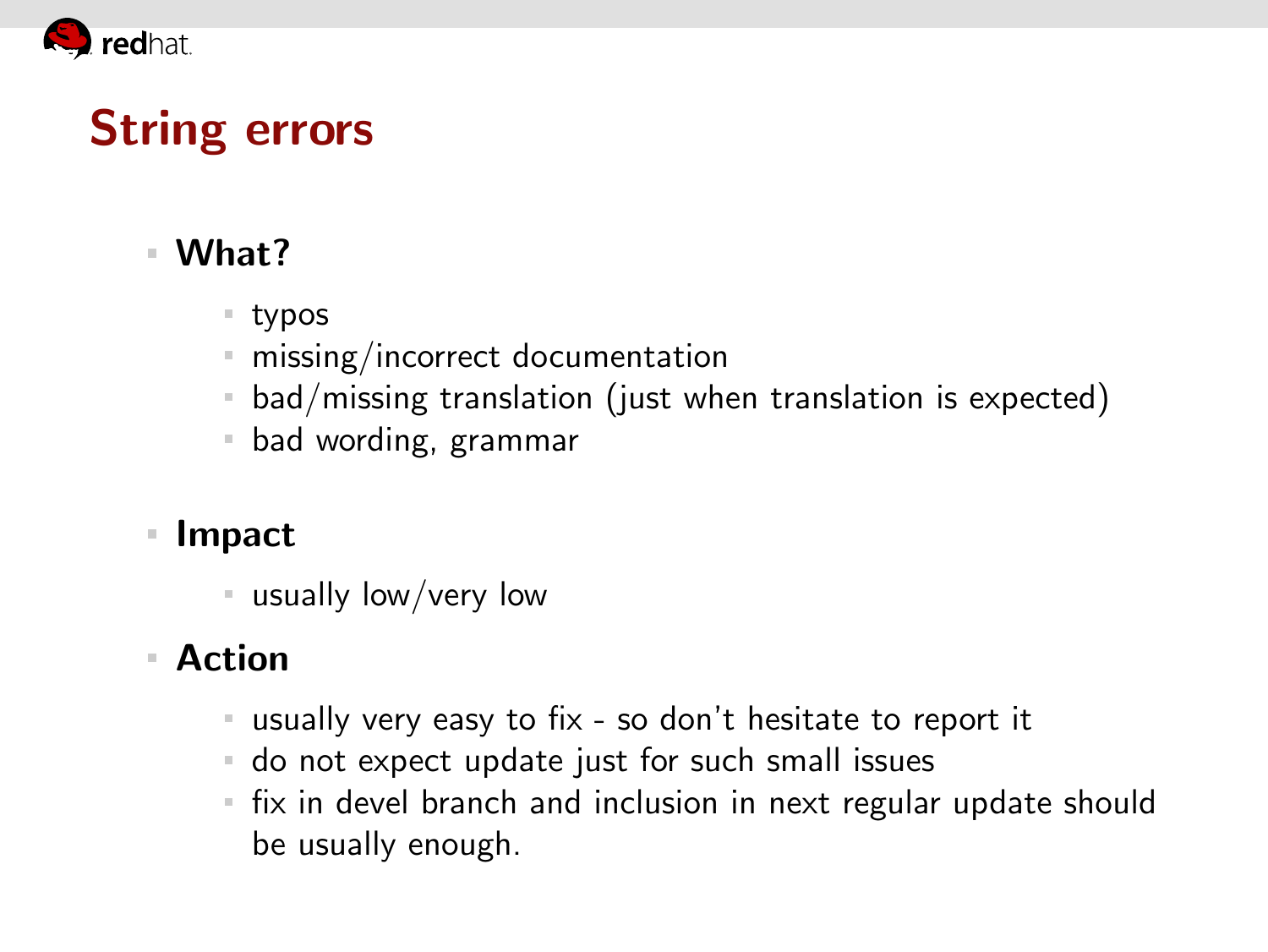# String errors

- **What?**
  - typos
  - missing/incorrect documentation
  - bad/missing translation (just when translation is expected)
  - bad wording, grammar
- **Impact**
  - usually low/very low
- **Action**
  - usually very easy to fix - so don't hesitate to report it
  - do not expect update just for such small issues
  - fix in devel branch and inclusion in next regular update should be usually enough.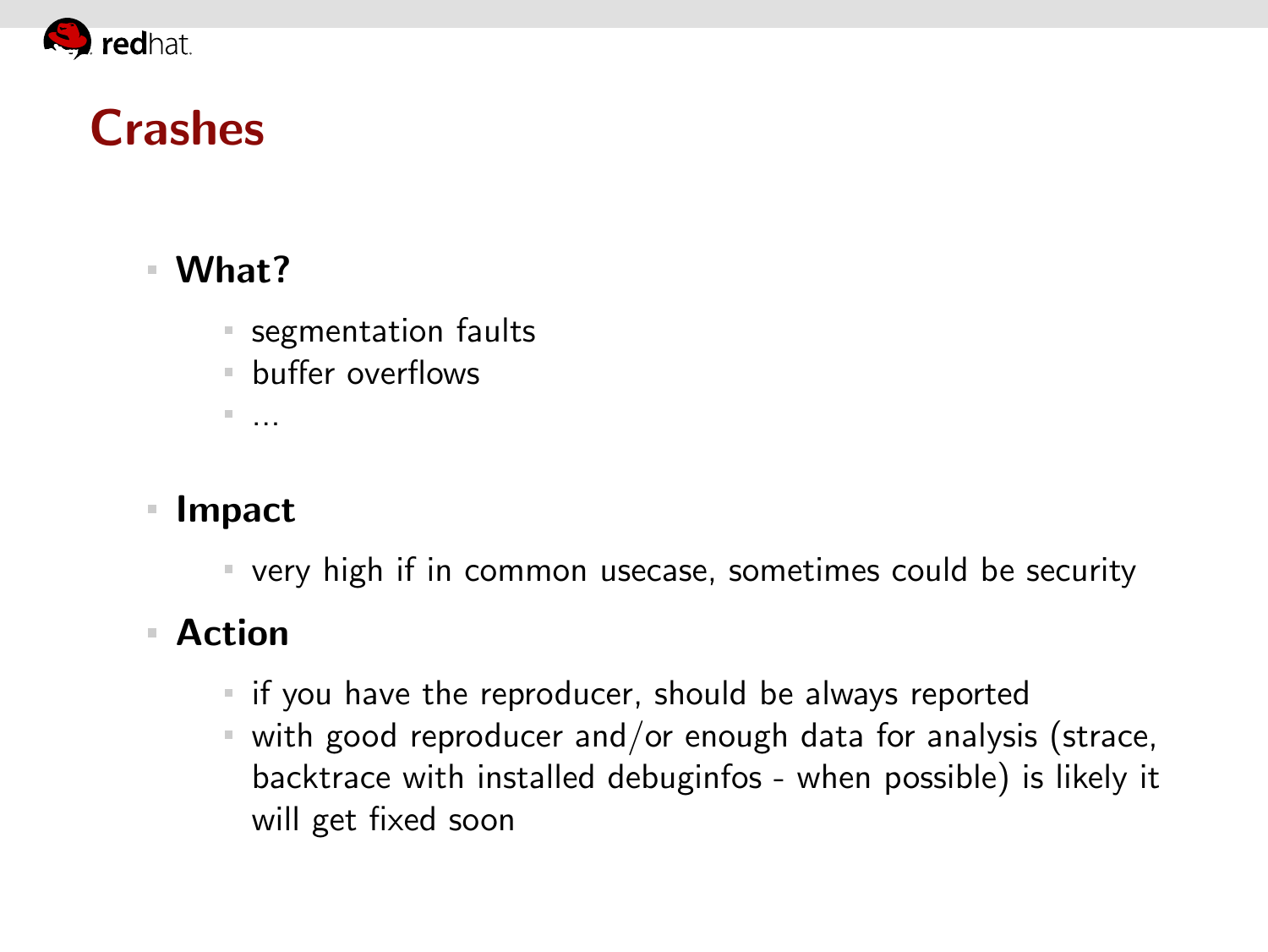# Crashes

- **What?**
  - segmentation faults
  - buffer overflows
  - ...
- **Impact**
  - very high if in common usecase, sometimes could be security
- **Action**
  - if you have the reproducer, should be always reported
  - with good reproducer and/or enough data for analysis (strace, backtrace with installed debuginfos - when possible) is likely it will get fixed soon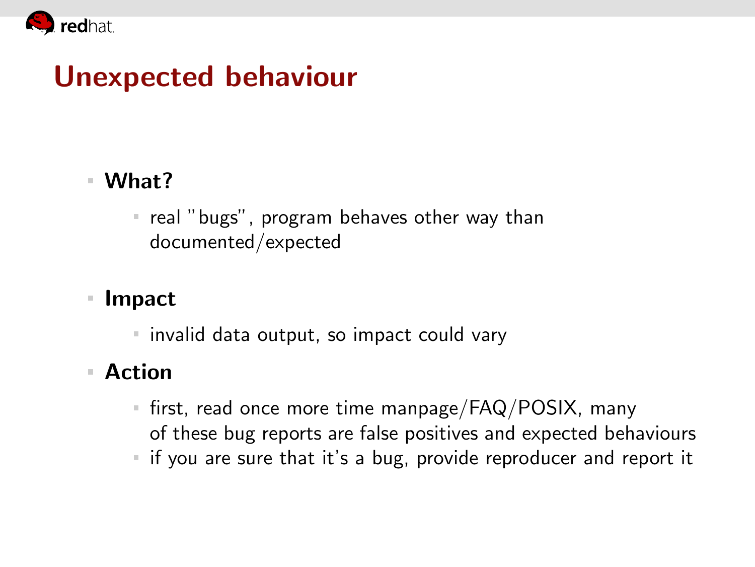# Unexpected behaviour

- **What?**
  - real "bugs", program behaves other way than documented/expected
- **Impact**
  - invalid data output, so impact could vary
- **Action**
  - first, read once more time manpage/FAQ/POSIX, many of these bug reports are false positives and expected behaviours
  - if you are sure that it's a bug, provide reproducer and report it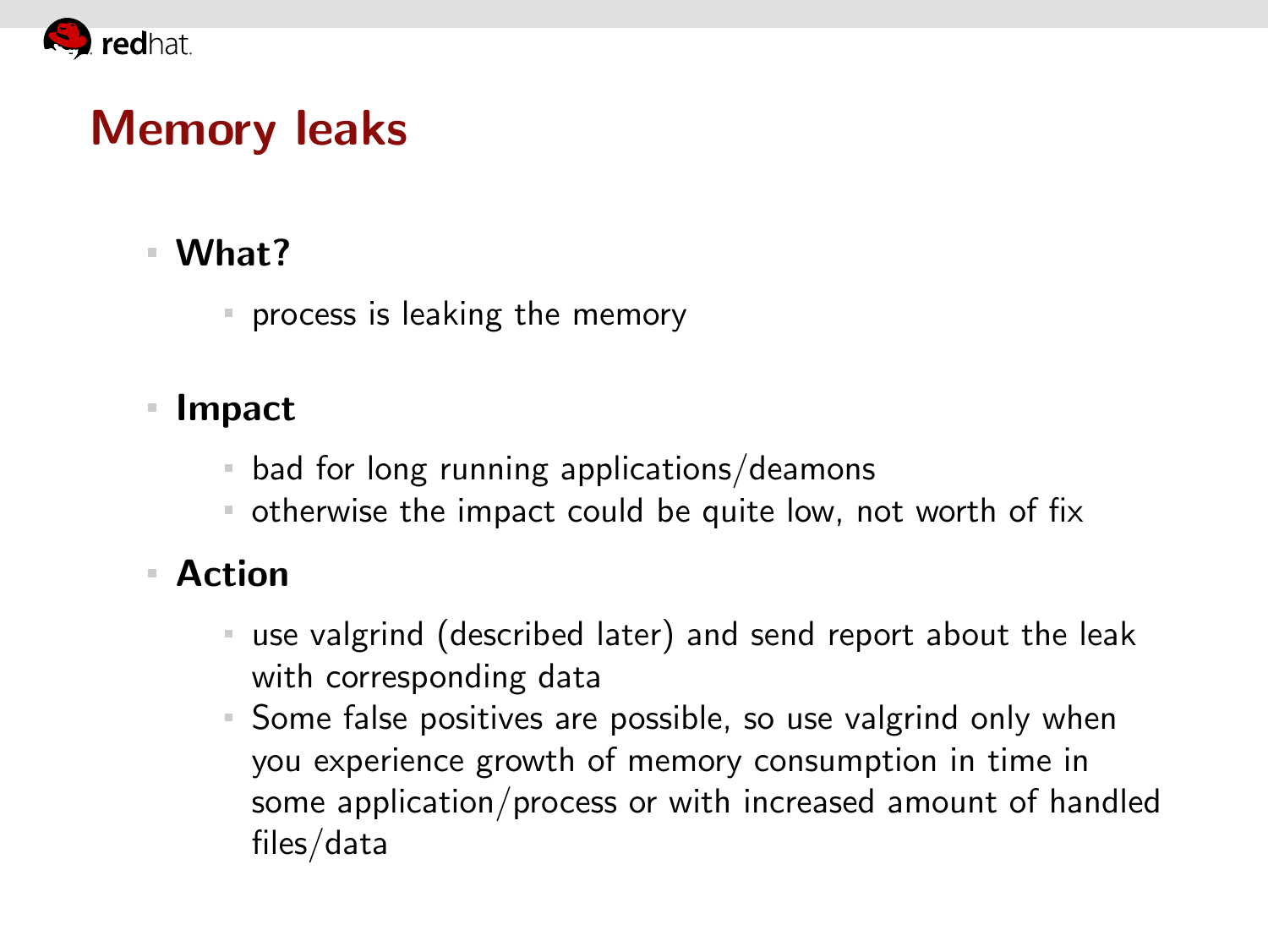# Memory leaks

- **What?**
  - process is leaking the memory
- **Impact**
  - bad for long running applications/deamons
  - otherwise the impact could be quite low, not worth of fix
- **Action**
  - use valgrind (described later) and send report about the leak with corresponding data
  - Some false positives are possible, so use valgrind only when you experience growth of memory consumption in time in some application/process or with increased amount of handled files/data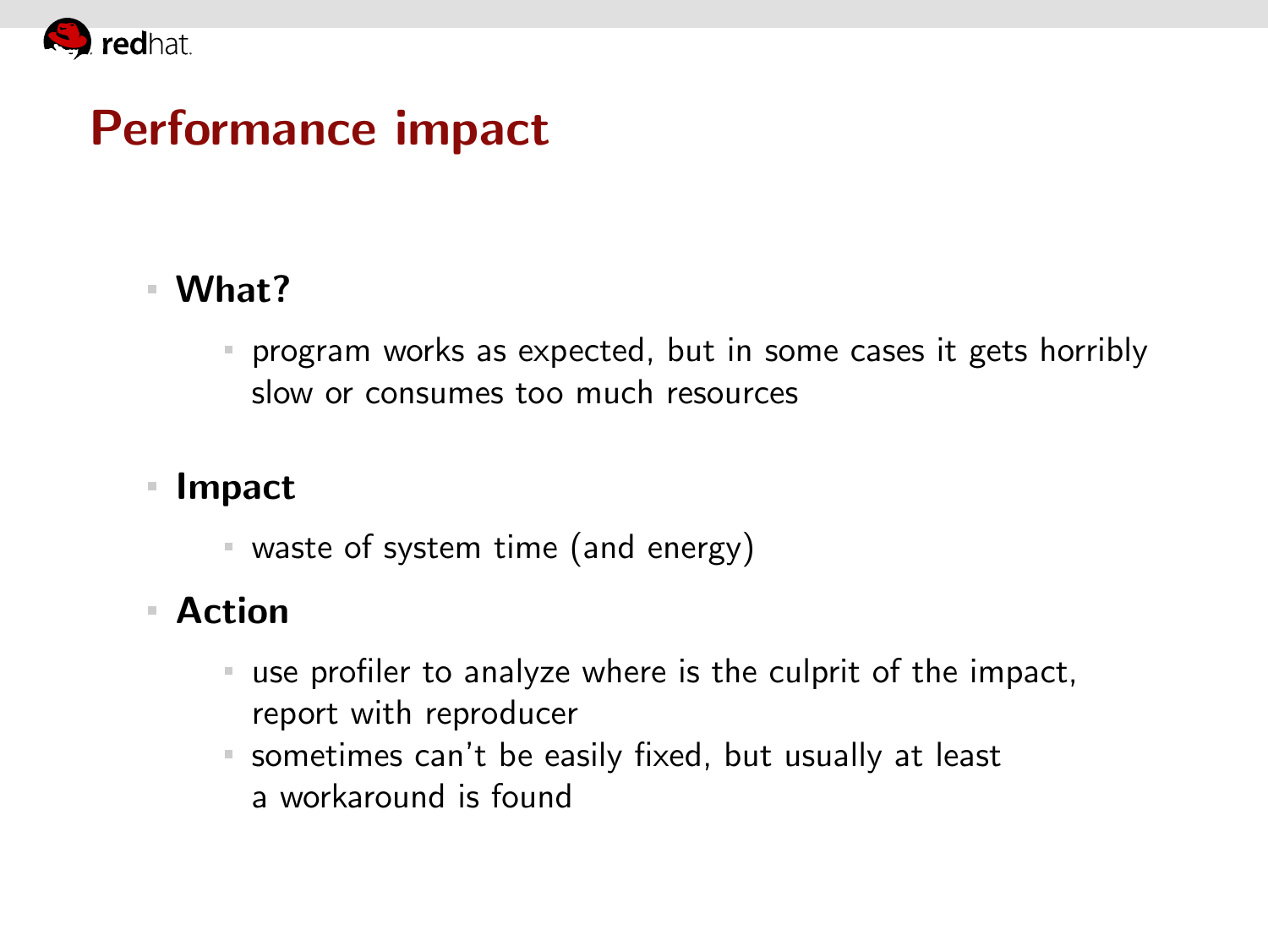# Performance impact

- **What?**
  - program works as expected, but in some cases it gets horribly slow or consumes too much resources
- **Impact**
  - waste of system time (and energy)
- **Action**
  - use profiler to analyze where is the culprit of the impact, report with reproducer
  - sometimes can't be easily fixed, but usually at least a workaround is found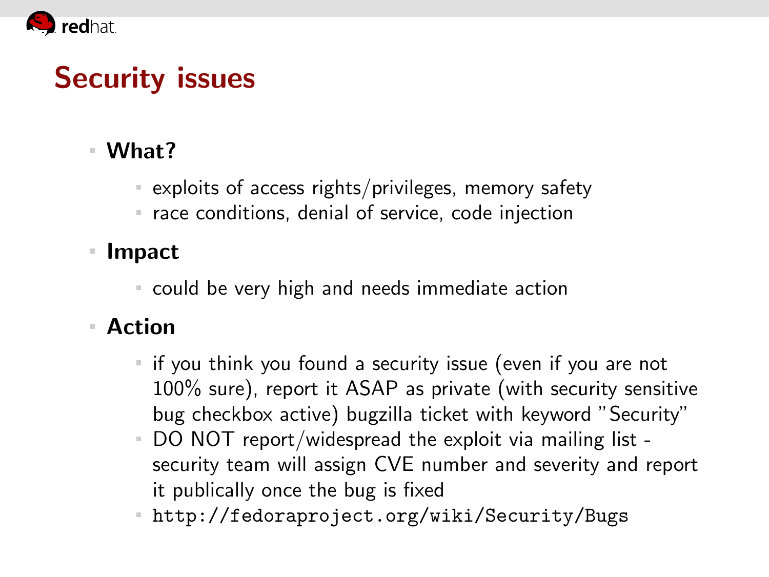# Security issues

- **What?**
  - exploits of access rights/privileges, memory safety
  - race conditions, denial of service, code injection
- **Impact**
  - could be very high and needs immediate action
- **Action**
  - if you think you found a security issue (even if you are not 100% sure), report it ASAP as private (with security sensitive bug checkbox active) bugzilla ticket with keyword "Security"
  - DO NOT report/widespread the exploit via mailing list - security team will assign CVE number and severity and report it publically once the bug is fixed
  - `http://fedoraproject.org/wiki/Security/Bugs`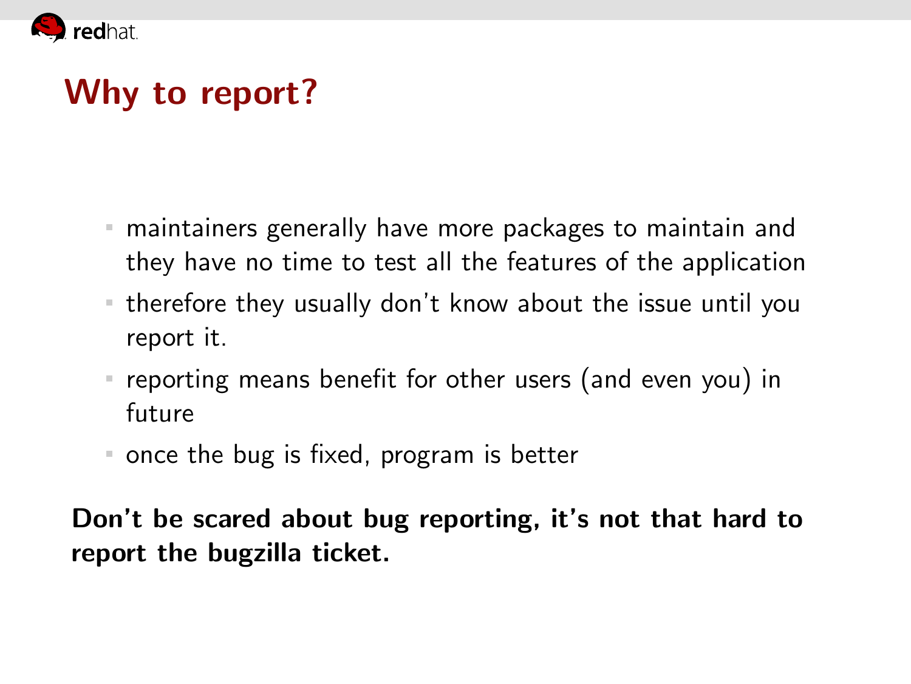# Why to report?

- maintainers generally have more packages to maintain and they have no time to test all the features of the application
- therefore they usually don't know about the issue until you report it.
- reporting means benefit for other users (and even you) in future
- once the bug is fixed, program is better

**Don't be scared about bug reporting, it's not that hard to report the bugzilla ticket.**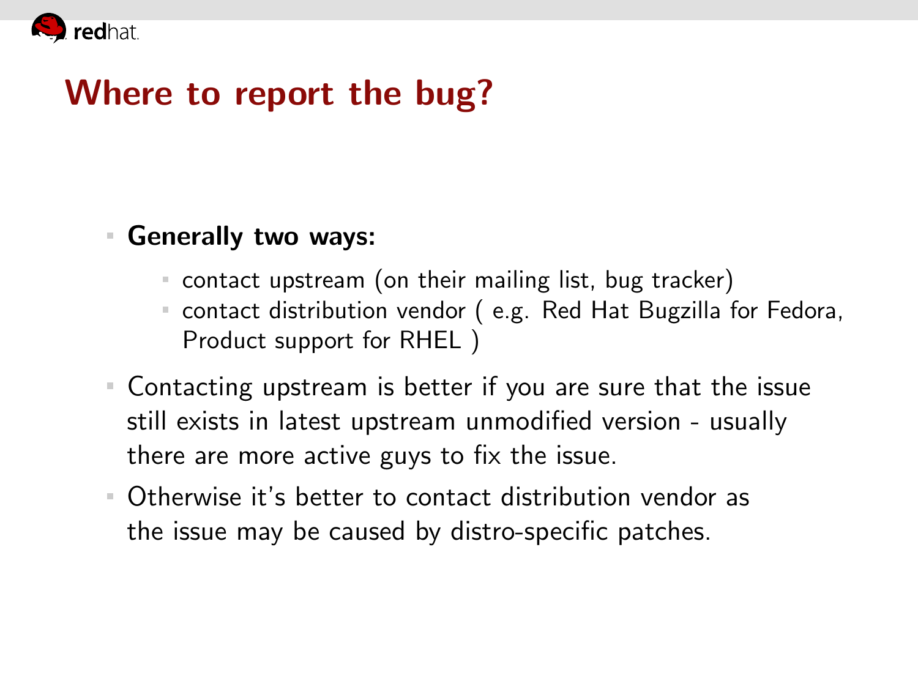# Where to report the bug?

- **Generally two ways:**
  - contact upstream (on their mailing list, bug tracker)
  - contact distribution vendor ( e.g. Red Hat Bugzilla for Fedora, Product support for RHEL )
- Contacting upstream is better if you are sure that the issue still exists in latest upstream unmodified version - usually there are more active guys to fix the issue.
- Otherwise it's better to contact distribution vendor as the issue may be caused by distro-specific patches.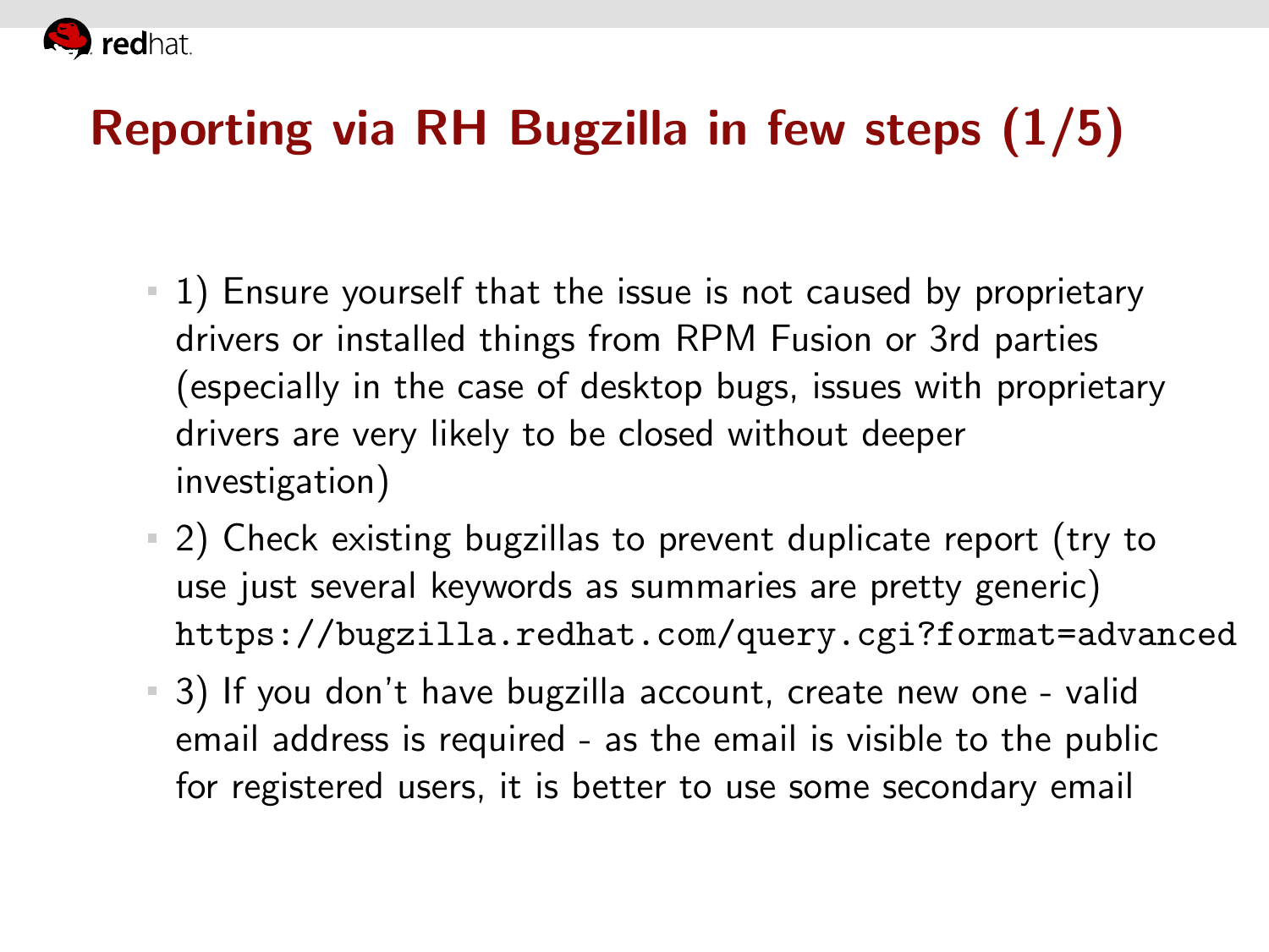# Reporting via RH Bugzilla in few steps (1/5)

- 1) Ensure yourself that the issue is not caused by proprietary drivers or installed things from RPM Fusion or 3rd parties (especially in the case of desktop bugs, issues with proprietary drivers are very likely to be closed without deeper investigation)
- 2) Check existing bugzillas to prevent duplicate report (try to use just several keywords as summaries are pretty generic) `https://bugzilla.redhat.com/query.cgi?format=advanced`
- 3) If you don't have bugzilla account, create new one - valid email address is required - as the email is visible to the public for registered users, it is better to use some secondary email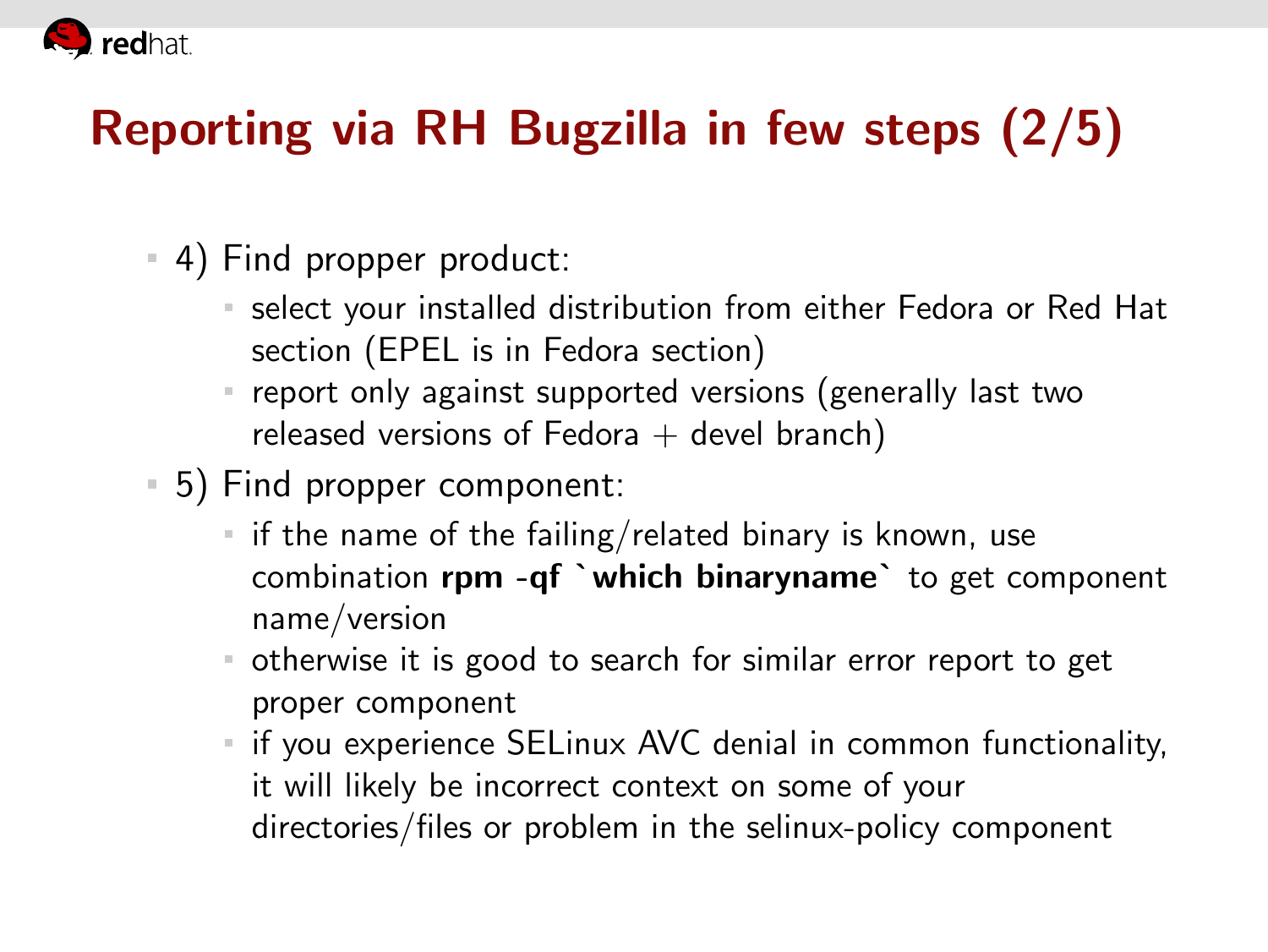# Reporting via RH Bugzilla in few steps (2/5)

- 4) Find propper product:
  - select your installed distribution from either Fedora or Red Hat section (EPEL is in Fedora section)
  - report only against supported versions (generally last two released versions of Fedora + devel branch)
- 5) Find propper component:
  - if the name of the failing/related binary is known, use combination **rpm -qf `which binaryname`** to get component name/version
  - otherwise it is good to search for similar error report to get proper component
  - if you experience SELinux AVC denial in common functionality, it will likely be incorrect context on some of your directories/files or problem in the selinux-policy component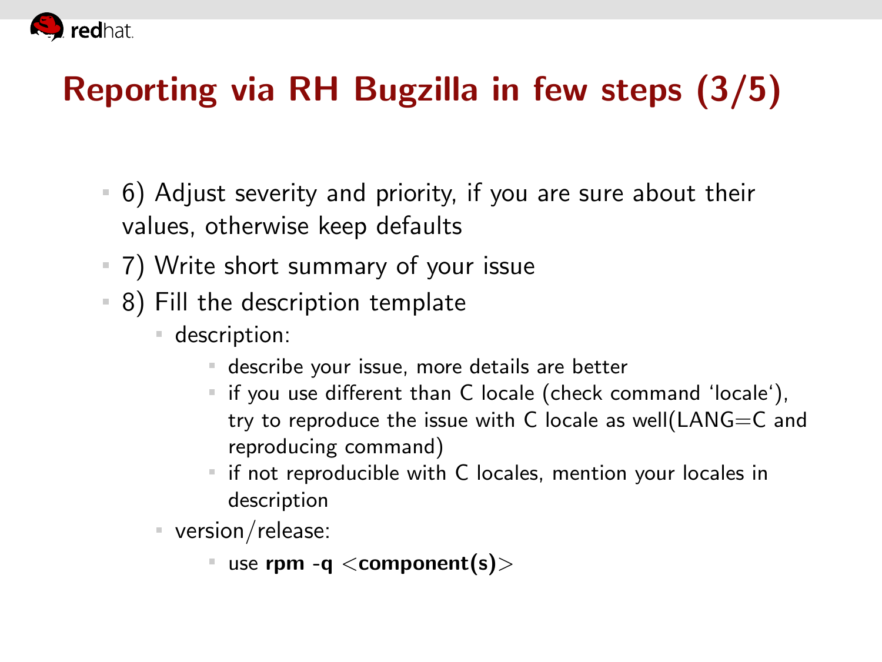# Reporting via RH Bugzilla in few steps (3/5)

- 6) Adjust severity and priority, if you are sure about their values, otherwise keep defaults
- 7) Write short summary of your issue
- 8) Fill the description template
  - description:
    - describe your issue, more details are better
    - if you use different than C locale (check command 'locale'), try to reproduce the issue with C locale as well(LANG=C and reproducing command)
    - if not reproducible with C locales, mention your locales in description
  - version/release:
    - use **rpm -q <component(s)>**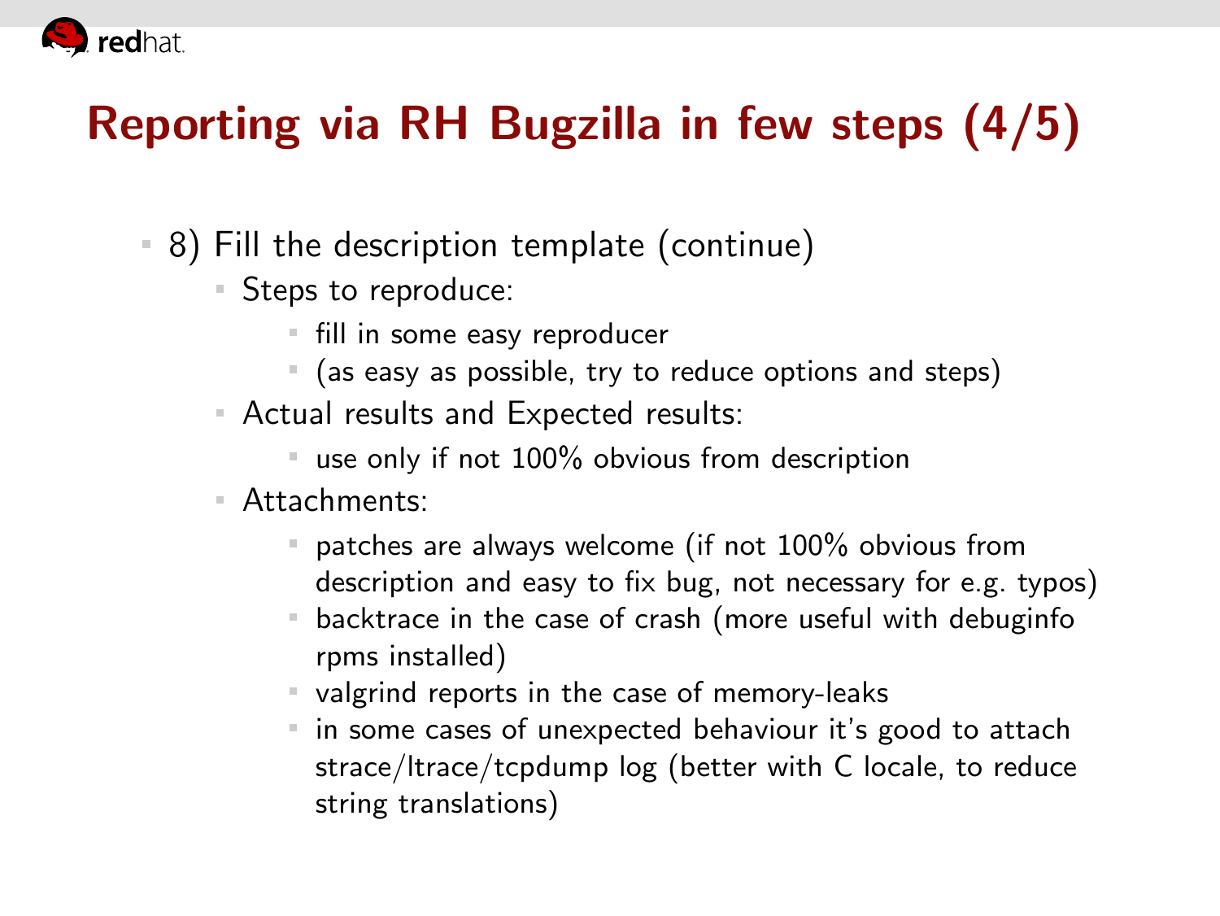# Reporting via RH Bugzilla in few steps (4/5)

- 8) Fill the description template (continue)
  - Steps to reproduce:
    - fill in some easy reproducer
    - (as easy as possible, try to reduce options and steps)
  - Actual results and Expected results:
    - use only if not 100% obvious from description
  - Attachments:
    - patches are always welcome (if not 100% obvious from description and easy to fix bug, not necessary for e.g. typos)
    - backtrace in the case of crash (more useful with debuginfo rpms installed)
    - valgrind reports in the case of memory-leaks
    - in some cases of unexpected behaviour it's good to attach strace/ltrace/tcpdump log (better with C locale, to reduce string translations)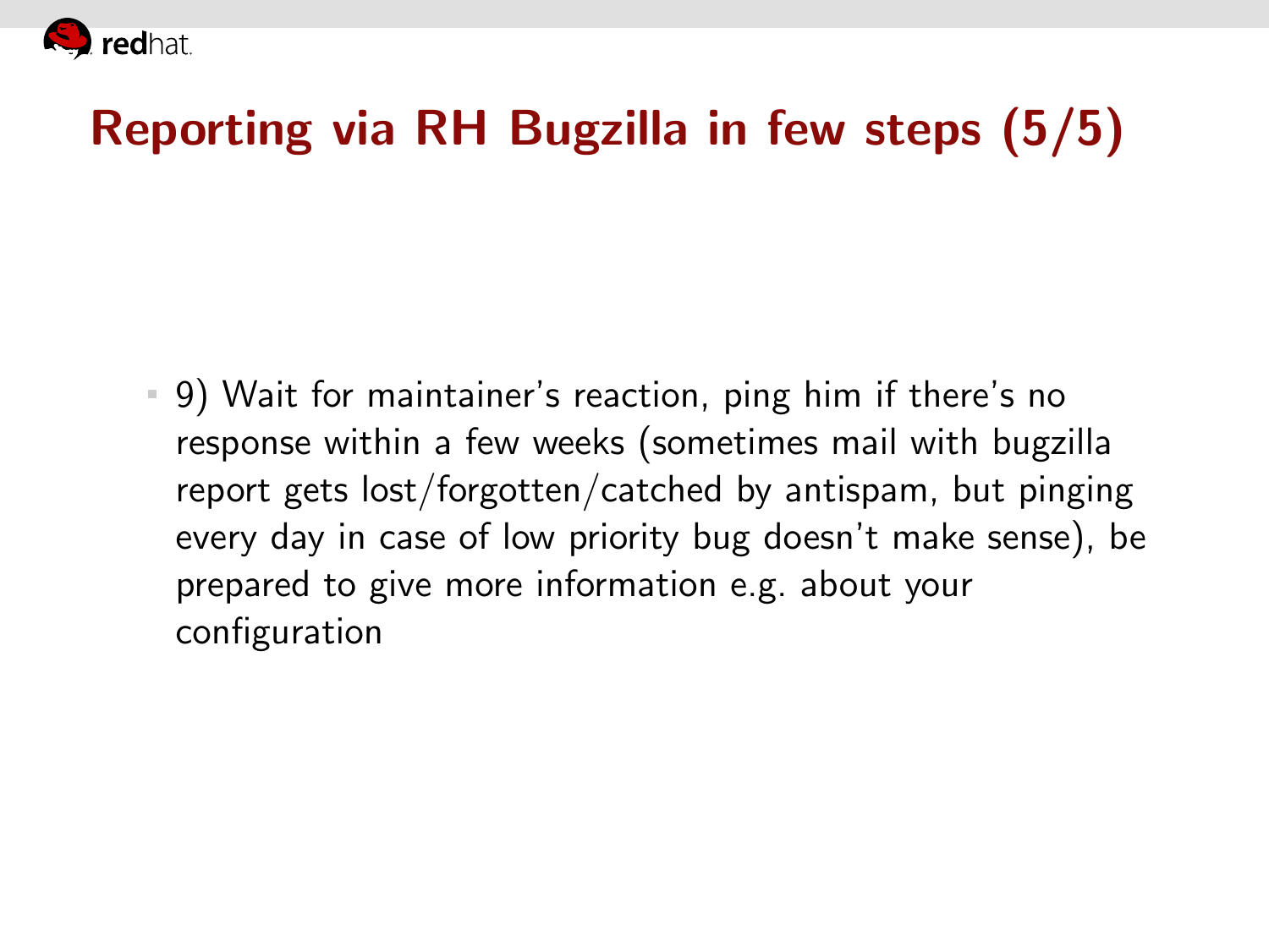# Reporting via RH Bugzilla in few steps (5/5)

- 9) Wait for maintainer's reaction, ping him if there's no response within a few weeks (sometimes mail with bugzilla report gets lost/forgotten/catched by antispam, but pinging every day in case of low priority bug doesn't make sense), be prepared to give more information e.g. about your configuration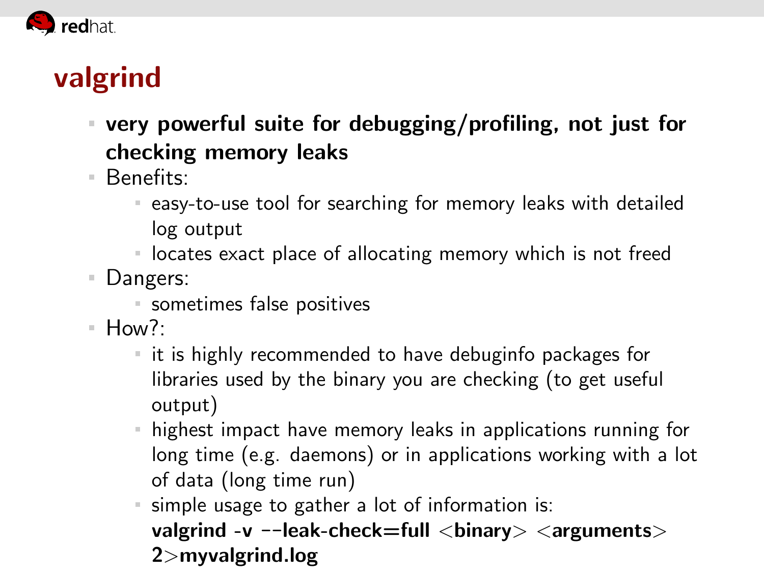# valgrind

- **very powerful suite for debugging/profiling, not just for checking memory leaks**
- Benefits:
  - easy-to-use tool for searching for memory leaks with detailed log output
  - locates exact place of allocating memory which is not freed
- Dangers:
  - sometimes false positives
- How?:
  - it is highly recommended to have debuginfo packages for libraries used by the binary you are checking (to get useful output)
  - highest impact have memory leaks in applications running for long time (e.g. daemons) or in applications working with a lot of data (long time run)
  - simple usage to gather a lot of information is:
    **valgrind -v --leak-check=full <binary> <arguments> 2>myvalgrind.log**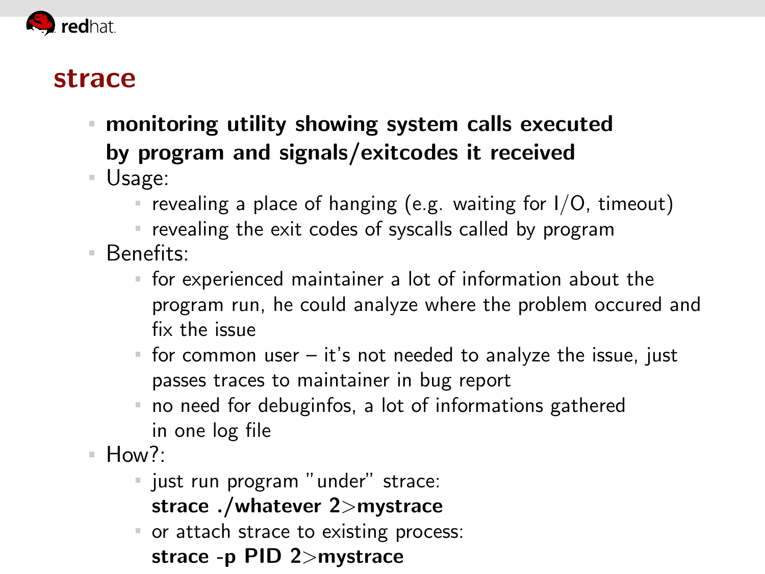# strace

- **monitoring utility showing system calls executed by program and signals/exitcodes it received**
- Usage:
  - revealing a place of hanging (e.g. waiting for I/O, timeout)
  - revealing the exit codes of syscalls called by program
- Benefits:
  - for experienced maintainer a lot of information about the program run, he could analyze where the problem occured and fix the issue
  - for common user – it's not needed to analyze the issue, just passes traces to maintainer in bug report
  - no need for debuginfos, a lot of informations gathered in one log file
- How?:
  - just run program "under" strace:
    **strace ./whatever 2>mystrace**
  - or attach strace to existing process:
    **strace -p PID 2>mystrace**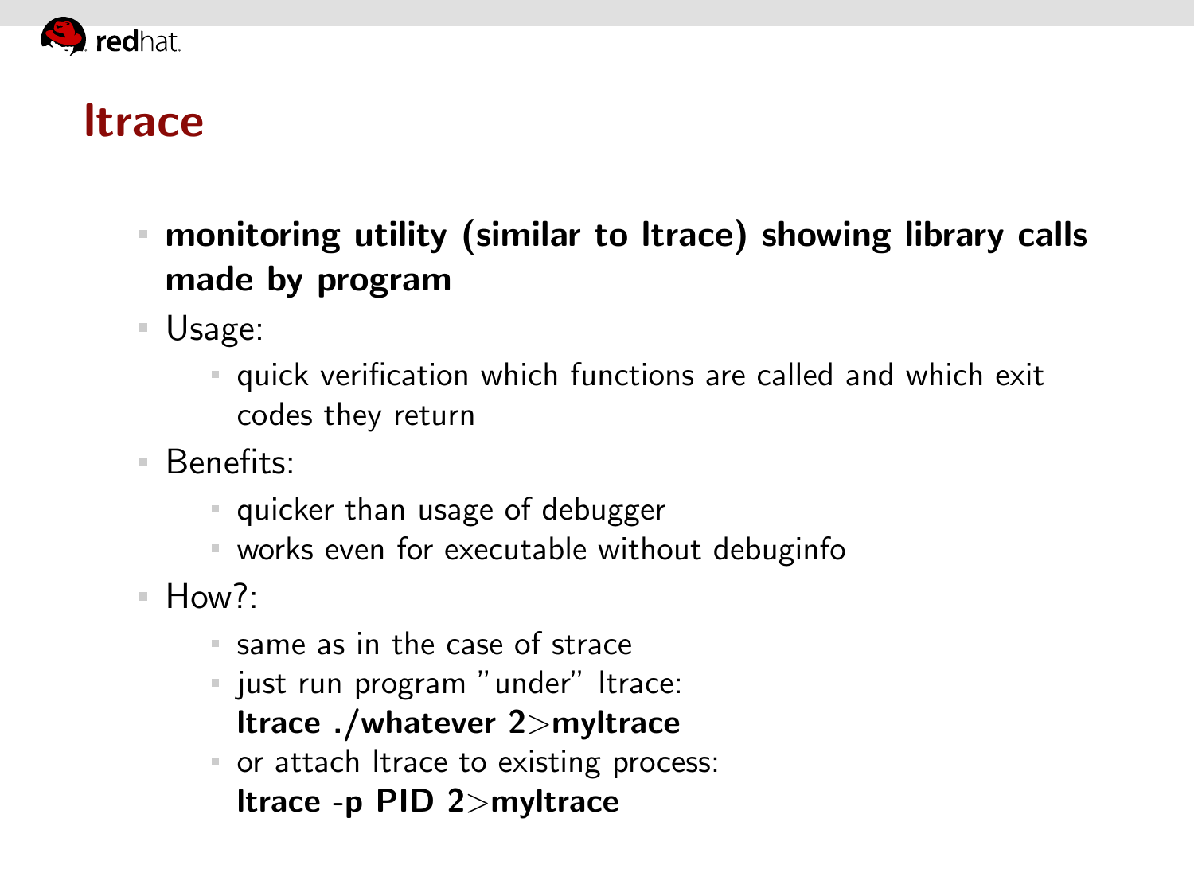# ltrace

- **monitoring utility (similar to ltrace) showing library calls made by program**
- Usage:
  - quick verification which functions are called and which exit codes they return
- Benefits:
  - quicker than usage of debugger
  - works even for executable without debuginfo
- How?:
  - same as in the case of strace
  - just run program "under" ltrace:
    **ltrace ./whatever 2>myltrace**
  - or attach ltrace to existing process:
    **ltrace -p PID 2>myltrace**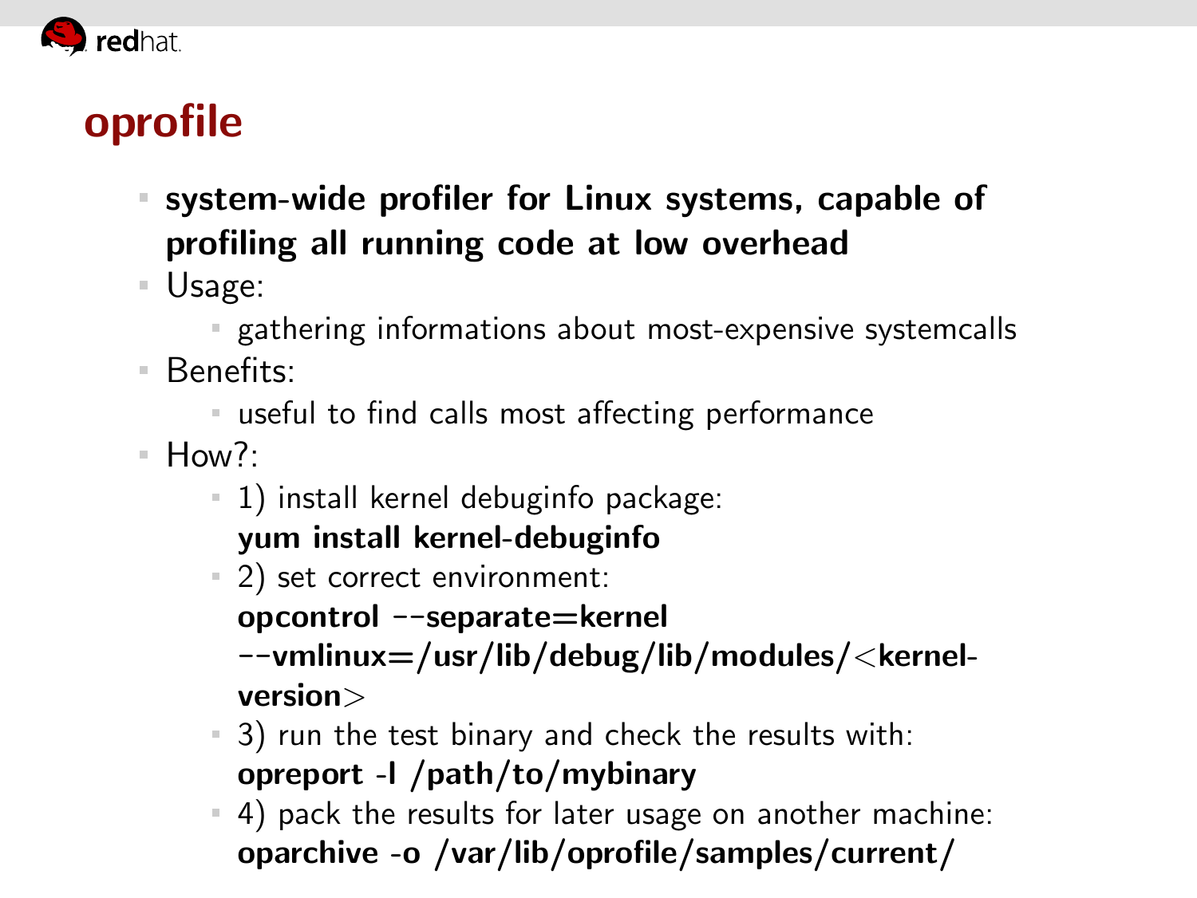# oprofile

- **system-wide profiler for Linux systems, capable of profiling all running code at low overhead**
- Usage:
  - gathering informations about most-expensive systemcalls
- Benefits:
  - useful to find calls most affecting performance
- How?:
  - 1) install kernel debuginfo package:
    **yum install kernel-debuginfo**
  - 2) set correct environment:
    **opcontrol --separate=kernel --vmlinux=/usr/lib/debug/lib/modules/<kernel-version>**
  - 3) run the test binary and check the results with:
    **opreport -l /path/to/mybinary**
  - 4) pack the results for later usage on another machine:
    **oparchive -o /var/lib/oprofile/samples/current/**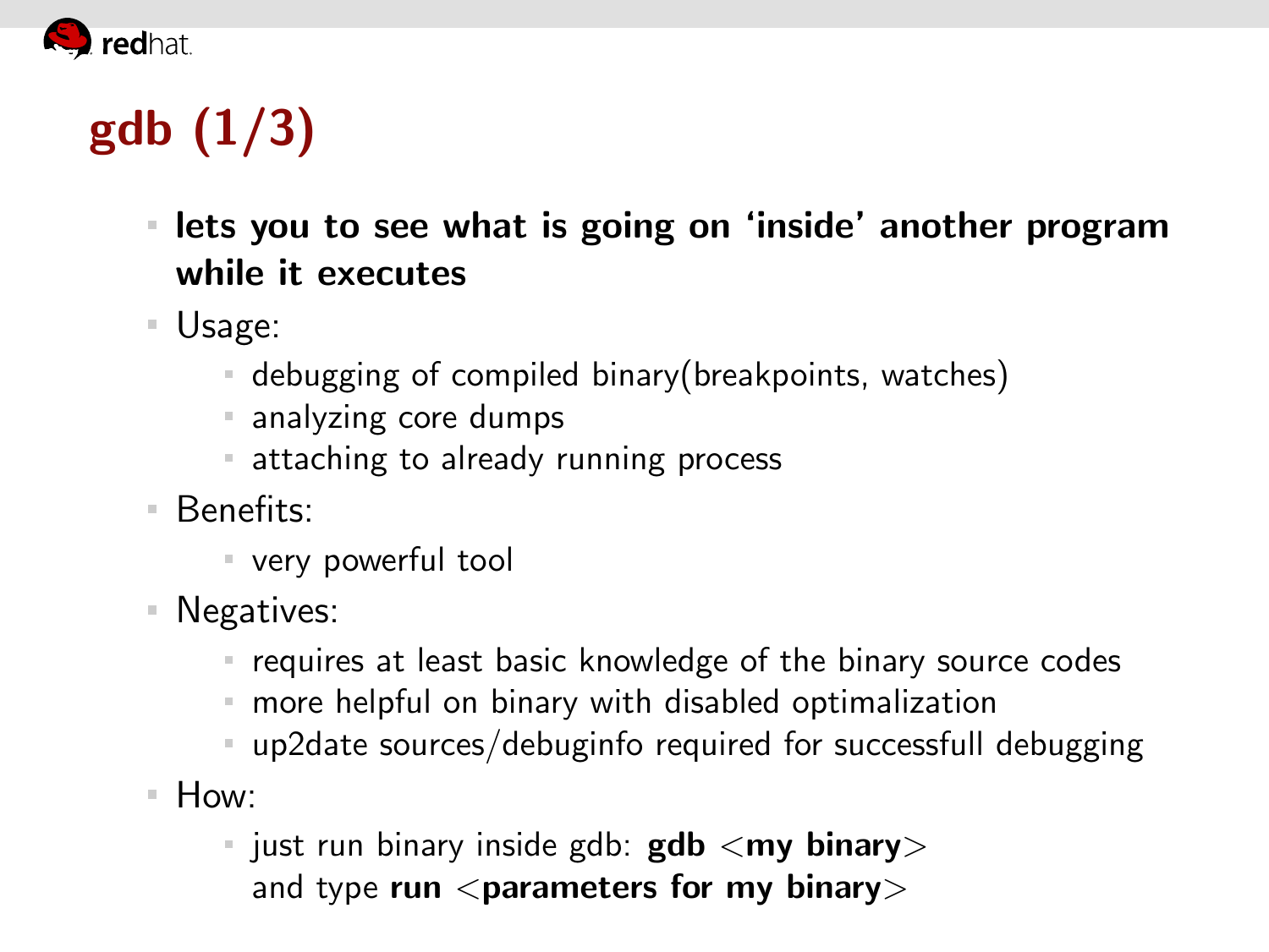# gdb (1/3)

- **lets you to see what is going on 'inside' another program while it executes**
- Usage:
  - debugging of compiled binary(breakpoints, watches)
  - analyzing core dumps
  - attaching to already running process
- Benefits:
  - very powerful tool
- Negatives:
  - requires at least basic knowledge of the binary source codes
  - more helpful on binary with disabled optimalization
  - up2date sources/debuginfo required for successfull debugging
- How:
  - just run binary inside gdb: **gdb <my binary>** and type **run <parameters for my binary>**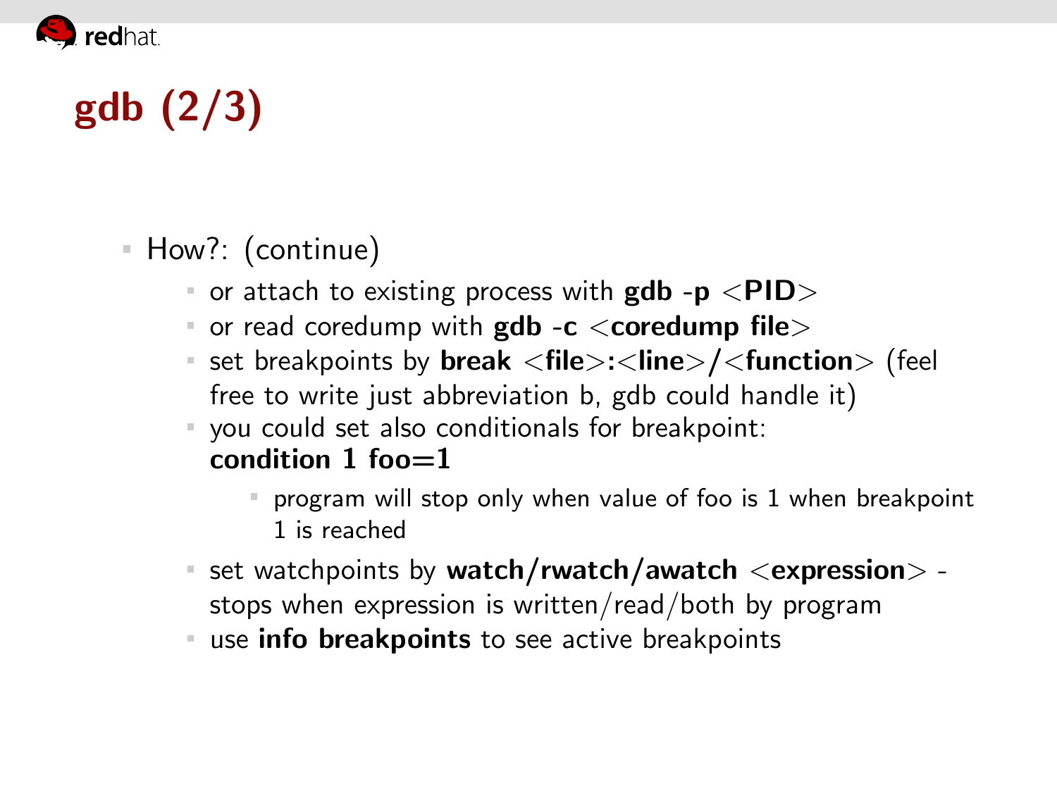# gdb (2/3)

- How?: (continue)
  - or attach to existing process with **gdb -p <PID>**
  - or read coredump with **gdb -c <coredump file>**
  - set breakpoints by **break <file>:<line>/<function>** (feel free to write just abbreviation b, gdb could handle it)
  - you could set also conditionals for breakpoint: **condition 1 foo=1**
    - program will stop only when value of foo is 1 when breakpoint 1 is reached
  - set watchpoints by **watch/rwatch/awatch <expression>** - stops when expression is written/read/both by program
  - use **info breakpoints** to see active breakpoints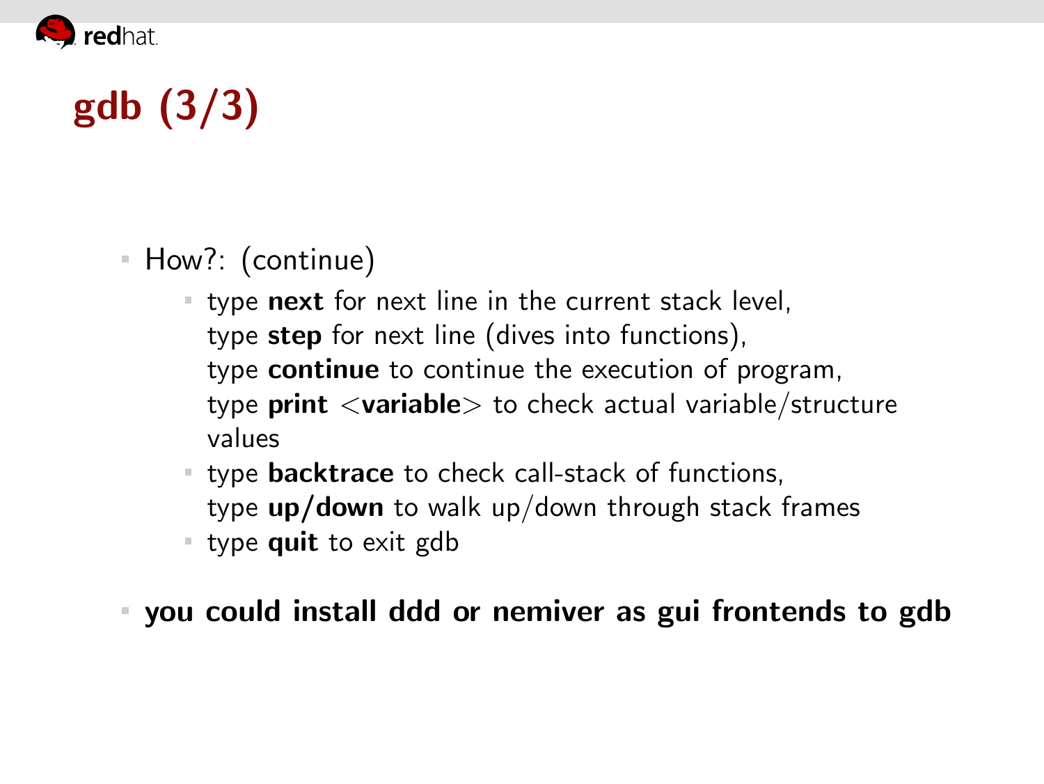# gdb (3/3)

- How?: (continue)
  - type **next** for next line in the current stack level,
    type **step** for next line (dives into functions),
    type **continue** to continue the execution of program,
    type **print** <**variable**> to check actual variable/structure values
  - type **backtrace** to check call-stack of functions,
    type **up/down** to walk up/down through stack frames
  - type **quit** to exit gdb
- **you could install ddd or nemiver as gui frontends to gdb**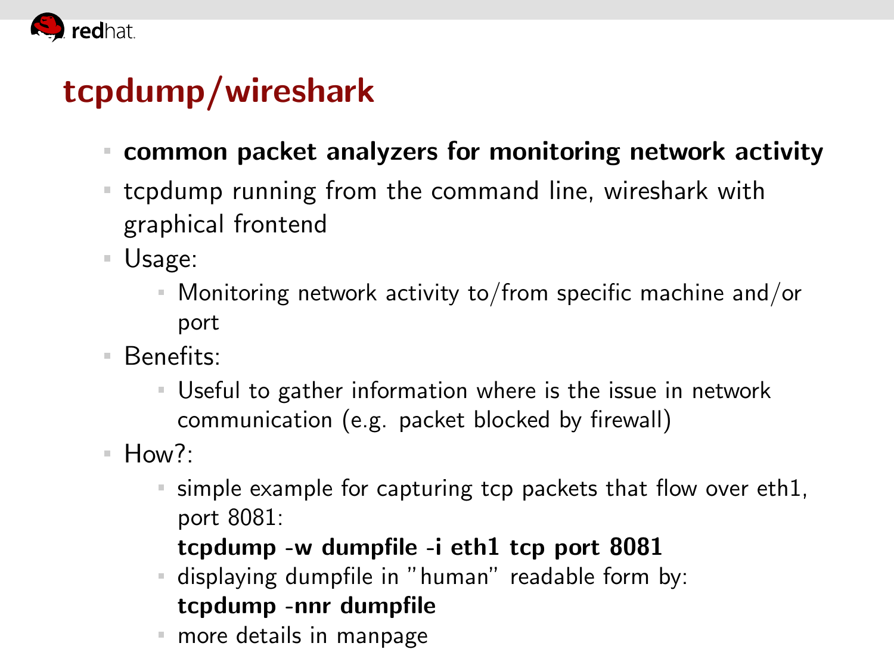# tcpdump/wireshark

- **common packet analyzers for monitoring network activity**
- tcpdump running from the command line, wireshark with graphical frontend
- Usage:
  - Monitoring network activity to/from specific machine and/or port
- Benefits:
  - Useful to gather information where is the issue in network communication (e.g. packet blocked by firewall)
- How?:
  - simple example for capturing tcp packets that flow over eth1, port 8081:
    **tcpdump -w dumpfile -i eth1 tcp port 8081**
  - displaying dumpfile in "human" readable form by:
    **tcpdump -nnr dumpfile**
  - more details in manpage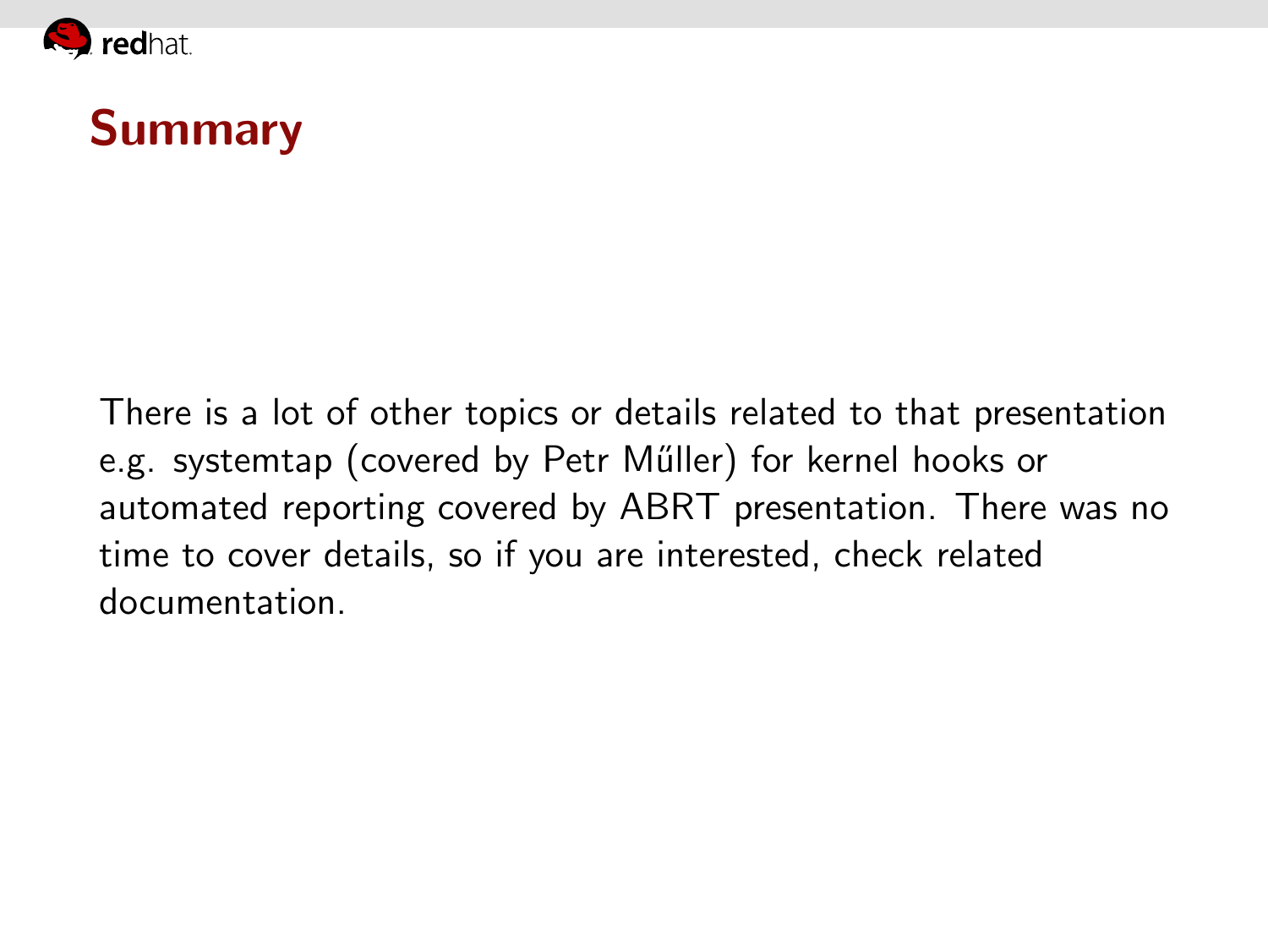# Summary

There is a lot of other topics or details related to that presentation e.g. systemtap (covered by Petr Műller) for kernel hooks or automated reporting covered by ABRT presentation. There was no time to cover details, so if you are interested, check related documentation.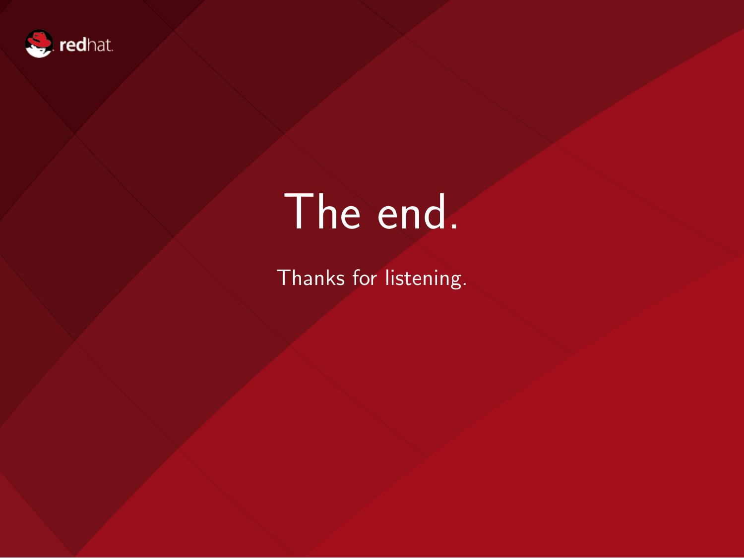# The end.

Thanks for listening.